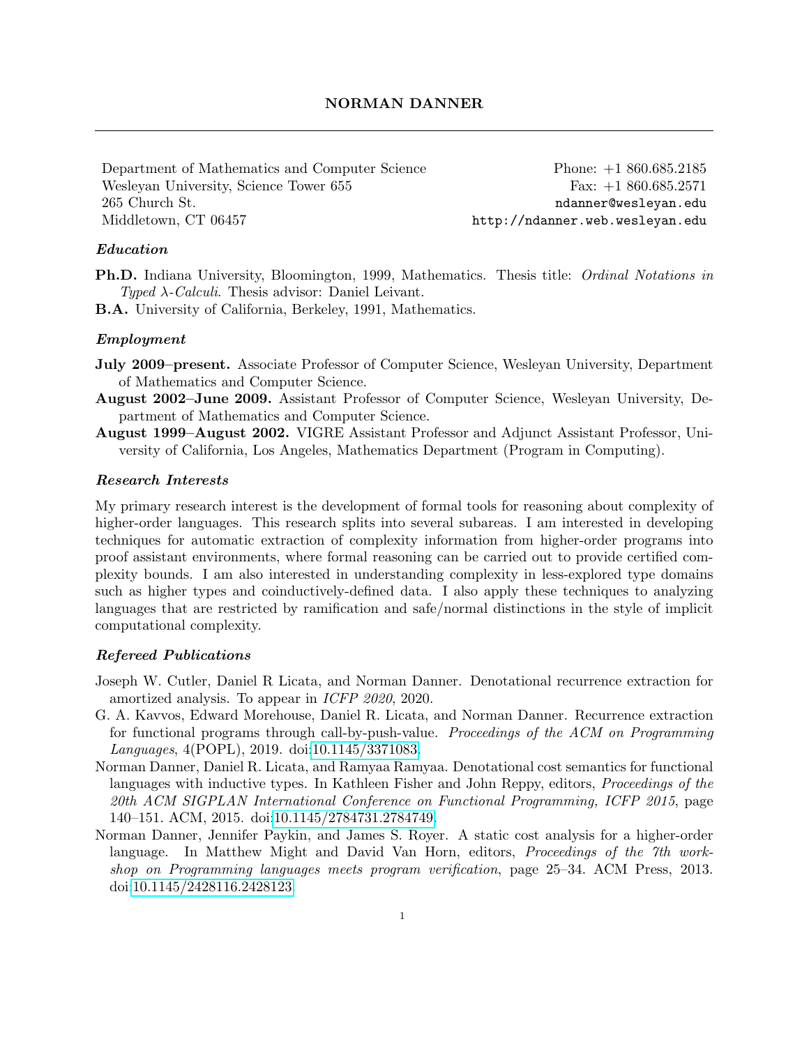# NORMAN DANNER

Department of Mathematics and Computer Science
Wesleyan University, Science Tower 655
265 Church St.
Middletown, CT 06457

Phone: +1 860.685.2185
Fax: +1 860.685.2571
ndanner@wesleyan.edu
http://ndanner.web.wesleyan.edu

### *Education*

**Ph.D.** Indiana University, Bloomington, 1999, Mathematics. Thesis title: *Ordinal Notations in Typed λ-Calculi*. Thesis advisor: Daniel Leivant.

**B.A.** University of California, Berkeley, 1991, Mathematics.

### *Employment*

**July 2009–present.** Associate Professor of Computer Science, Wesleyan University, Department of Mathematics and Computer Science.

**August 2002–June 2009.** Assistant Professor of Computer Science, Wesleyan University, Department of Mathematics and Computer Science.

**August 1999–August 2002.** VIGRE Assistant Professor and Adjunct Assistant Professor, University of California, Los Angeles, Mathematics Department (Program in Computing).

### *Research Interests*

My primary research interest is the development of formal tools for reasoning about complexity of higher-order languages. This research splits into several subareas. I am interested in developing techniques for automatic extraction of complexity information from higher-order programs into proof assistant environments, where formal reasoning can be carried out to provide certified complexity bounds. I am also interested in understanding complexity in less-explored type domains such as higher types and coinductively-defined data. I also apply these techniques to analyzing languages that are restricted by ramification and safe/normal distinctions in the style of implicit computational complexity.

### *Refereed Publications*

Joseph W. Cutler, Daniel R Licata, and Norman Danner. Denotational recurrence extraction for amortized analysis. To appear in *ICFP 2020*, 2020.

G. A. Kavvos, Edward Morehouse, Daniel R. Licata, and Norman Danner. Recurrence extraction for functional programs through call-by-push-value. *Proceedings of the ACM on Programming Languages*, 4(POPL), 2019. doi:10.1145/3371083.

Norman Danner, Daniel R. Licata, and Ramyaa Ramyaa. Denotational cost semantics for functional languages with inductive types. In Kathleen Fisher and John Reppy, editors, *Proceedings of the 20th ACM SIGPLAN International Conference on Functional Programming, ICFP 2015*, page 140–151. ACM, 2015. doi:10.1145/2784731.2784749.

Norman Danner, Jennifer Paykin, and James S. Royer. A static cost analysis for a higher-order language. In Matthew Might and David Van Horn, editors, *Proceedings of the 7th workshop on Programming languages meets program verification*, page 25–34. ACM Press, 2013. doi:10.1145/2428116.2428123.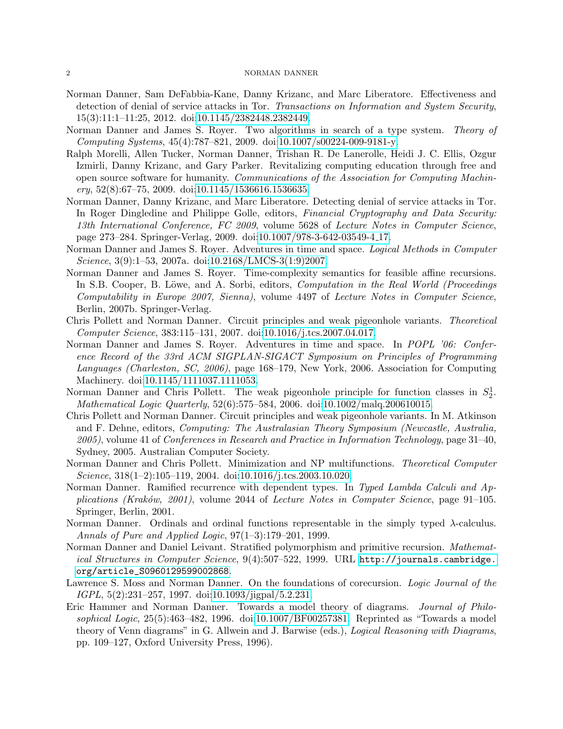Norman Danner, Sam DeFabbia-Kane, Danny Krizanc, and Marc Liberatore. Effectiveness and detection of denial of service attacks in Tor. *Transactions on Information and System Security*, 15(3):11:1–11:25, 2012. doi:10.1145/2382448.2382449.

Norman Danner and James S. Royer. Two algorithms in search of a type system. *Theory of Computing Systems*, 45(4):787–821, 2009. doi:10.1007/s00224-009-9181-y.

Ralph Morelli, Allen Tucker, Norman Danner, Trishan R. De Lanerolle, Heidi J. C. Ellis, Ozgur Izmirli, Danny Krizanc, and Gary Parker. Revitalizing computing education through free and open source software for humanity. *Communications of the Association for Computing Machinery*, 52(8):67–75, 2009. doi:10.1145/1536616.1536635.

Norman Danner, Danny Krizanc, and Marc Liberatore. Detecting denial of service attacks in Tor. In Roger Dingledine and Philippe Golle, editors, *Financial Cryptography and Data Security: 13th International Conference, FC 2009*, volume 5628 of *Lecture Notes in Computer Science*, page 273–284. Springer-Verlag, 2009. doi:10.1007/978-3-642-03549-4_17.

Norman Danner and James S. Royer. Adventures in time and space. *Logical Methods in Computer Science*, 3(9):1–53, 2007a. doi:10.2168/LMCS-3(1:9)2007.

Norman Danner and James S. Royer. Time-complexity semantics for feasible affine recursions. In S.B. Cooper, B. Löwe, and A. Sorbi, editors, *Computation in the Real World (Proceedings Computability in Europe 2007, Sienna)*, volume 4497 of *Lecture Notes in Computer Science*, Berlin, 2007b. Springer-Verlag.

Chris Pollett and Norman Danner. Circuit principles and weak pigeonhole variants. *Theoretical Computer Science*, 383:115–131, 2007. doi:10.1016/j.tcs.2007.04.017.

Norman Danner and James S. Royer. Adventures in time and space. In *POPL '06: Conference Record of the 33rd ACM SIGPLAN-SIGACT Symposium on Principles of Programming Languages (Charleston, SC, 2006)*, page 168–179, New York, 2006. Association for Computing Machinery. doi:10.1145/1111037.1111053.

Norman Danner and Chris Pollett. The weak pigeonhole principle for function classes in $S^1_2$. *Mathematical Logic Quarterly*, 52(6):575–584, 2006. doi:10.1002/malq.200610015.

Chris Pollett and Norman Danner. Circuit principles and weak pigeonhole variants. In M. Atkinson and F. Dehne, editors, *Computing: The Australasian Theory Symposium (Newcastle, Australia, 2005)*, volume 41 of *Conferences in Research and Practice in Information Technology*, page 31–40, Sydney, 2005. Australian Computer Society.

Norman Danner and Chris Pollett. Minimization and NP multifunctions. *Theoretical Computer Science*, 318(1–2):105–119, 2004. doi:10.1016/j.tcs.2003.10.020.

Norman Danner. Ramified recurrence with dependent types. In *Typed Lambda Calculi and Applications (Kraków, 2001)*, volume 2044 of *Lecture Notes in Computer Science*, page 91–105. Springer, Berlin, 2001.

Norman Danner. Ordinals and ordinal functions representable in the simply typed $\lambda$-calculus. *Annals of Pure and Applied Logic*, 97(1–3):179–201, 1999.

Norman Danner and Daniel Leivant. Stratified polymorphism and primitive recursion. *Mathematical Structures in Computer Science*, 9(4):507–522, 1999. URL `http://journals.cambridge.org/article_S0960129599002868`.

Lawrence S. Moss and Norman Danner. On the foundations of corecursion. *Logic Journal of the IGPL*, 5(2):231–257, 1997. doi:10.1093/jigpal/5.2.231.

Eric Hammer and Norman Danner. Towards a model theory of diagrams. *Journal of Philosophical Logic*, 25(5):463–482, 1996. doi:10.1007/BF00257381. Reprinted as "Towards a model theory of Venn diagrams" in G. Allwein and J. Barwise (eds.), *Logical Reasoning with Diagrams*, pp. 109–127, Oxford University Press, 1996).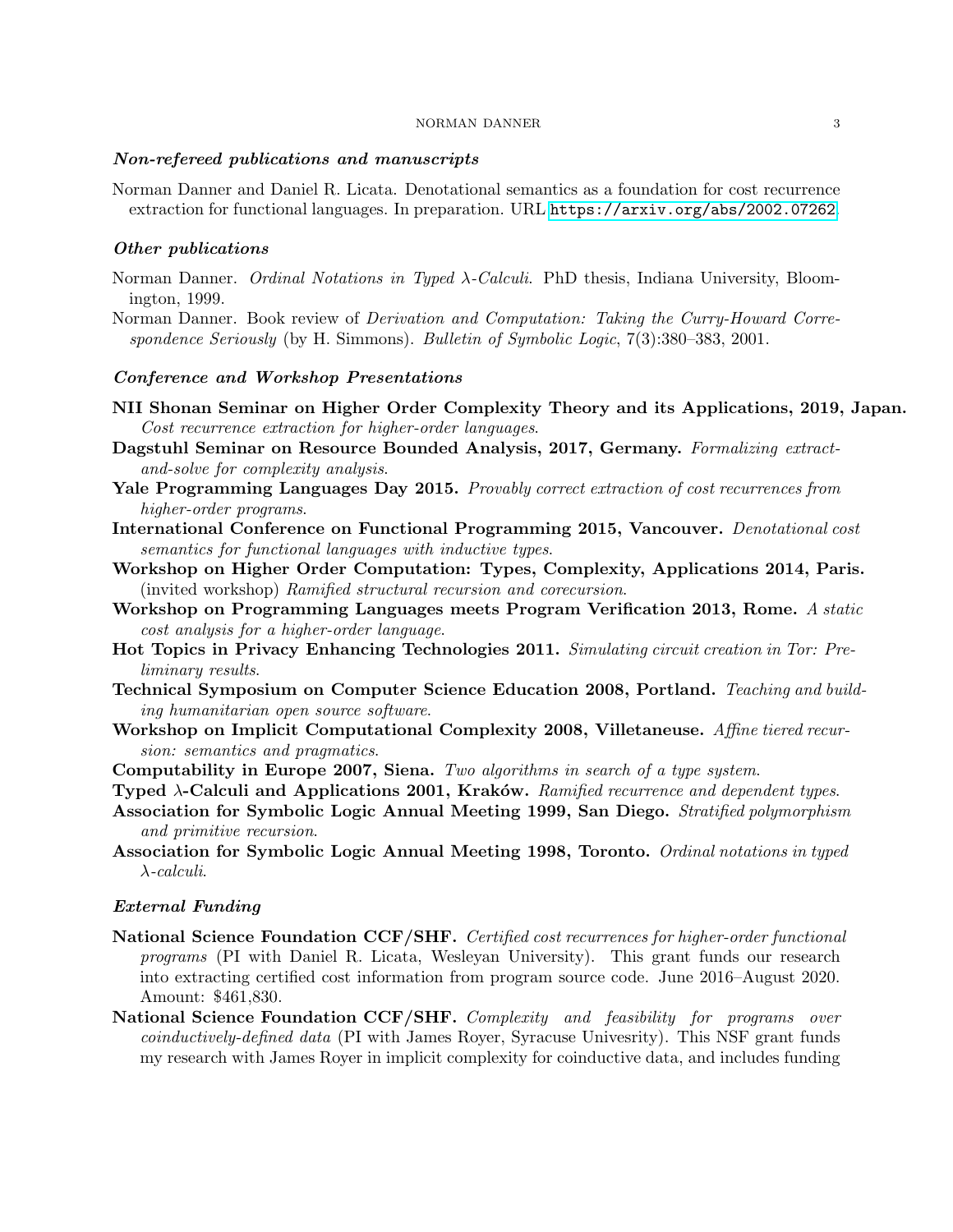### *Non-refereed publications and manuscripts*

Norman Danner and Daniel R. Licata. Denotational semantics as a foundation for cost recurrence extraction for functional languages. In preparation. URL https://arxiv.org/abs/2002.07262.

### *Other publications*

Norman Danner. *Ordinal Notations in Typed λ-Calculi*. PhD thesis, Indiana University, Bloomington, 1999.

Norman Danner. Book review of *Derivation and Computation: Taking the Curry-Howard Correspondence Seriously* (by H. Simmons). *Bulletin of Symbolic Logic*, 7(3):380–383, 2001.

### *Conference and Workshop Presentations*

**NII Shonan Seminar on Higher Order Complexity Theory and its Applications, 2019, Japan.** *Cost recurrence extraction for higher-order languages.*

**Dagstuhl Seminar on Resource Bounded Analysis, 2017, Germany.** *Formalizing extract-and-solve for complexity analysis.*

**Yale Programming Languages Day 2015.** *Provably correct extraction of cost recurrences from higher-order programs.*

**International Conference on Functional Programming 2015, Vancouver.** *Denotational cost semantics for functional languages with inductive types.*

**Workshop on Higher Order Computation: Types, Complexity, Applications 2014, Paris.** (invited workshop) *Ramified structural recursion and corecursion.*

**Workshop on Programming Languages meets Program Verification 2013, Rome.** *A static cost analysis for a higher-order language.*

**Hot Topics in Privacy Enhancing Technologies 2011.** *Simulating circuit creation in Tor: Preliminary results.*

**Technical Symposium on Computer Science Education 2008, Portland.** *Teaching and building humanitarian open source software.*

**Workshop on Implicit Computational Complexity 2008, Villetaneuse.** *Affine tiered recursion: semantics and pragmatics.*

**Computability in Europe 2007, Siena.** *Two algorithms in search of a type system.*

**Typed λ-Calculi and Applications 2001, Kraków.** *Ramified recurrence and dependent types.*

**Association for Symbolic Logic Annual Meeting 1999, San Diego.** *Stratified polymorphism and primitive recursion.*

**Association for Symbolic Logic Annual Meeting 1998, Toronto.** *Ordinal notations in typed λ-calculi.*

### *External Funding*

**National Science Foundation CCF/SHF.** *Certified cost recurrences for higher-order functional programs* (PI with Daniel R. Licata, Wesleyan University). This grant funds our research into extracting certified cost information from program source code. June 2016–August 2020. Amount: $461,830.

**National Science Foundation CCF/SHF.** *Complexity and feasibility for programs over coinductively-defined data* (PI with James Royer, Syracuse Univesrity). This NSF grant funds my research with James Royer in implicit complexity for coinductive data, and includes funding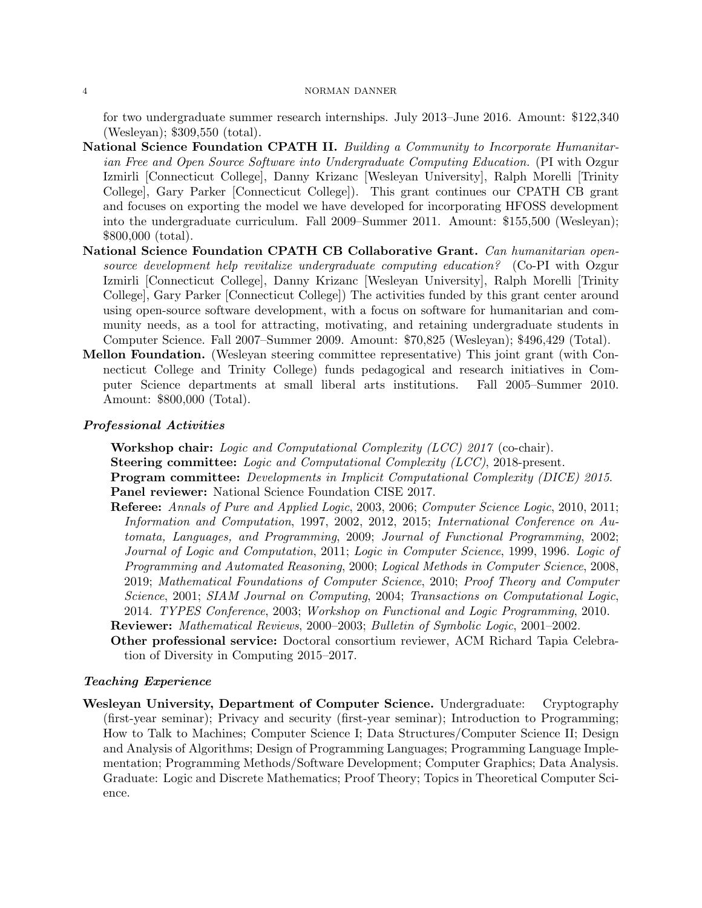for two undergraduate summer research internships. July 2013–June 2016. Amount: $122,340 (Wesleyan); $309,550 (total).

**National Science Foundation CPATH II.** *Building a Community to Incorporate Humanitarian Free and Open Source Software into Undergraduate Computing Education.* (PI with Ozgur Izmirli [Connecticut College], Danny Krizanc [Wesleyan University], Ralph Morelli [Trinity College], Gary Parker [Connecticut College]). This grant continues our CPATH CB grant and focuses on exporting the model we have developed for incorporating HFOSS development into the undergraduate curriculum. Fall 2009–Summer 2011. Amount: $155,500 (Wesleyan); $800,000 (total).

**National Science Foundation CPATH CB Collaborative Grant.** *Can humanitarian open-source development help revitalize undergraduate computing education?* (Co-PI with Ozgur Izmirli [Connecticut College], Danny Krizanc [Wesleyan University], Ralph Morelli [Trinity College], Gary Parker [Connecticut College]) The activities funded by this grant center around using open-source software development, with a focus on software for humanitarian and community needs, as a tool for attracting, motivating, and retaining undergraduate students in Computer Science. Fall 2007–Summer 2009. Amount: $70,825 (Wesleyan); $496,429 (Total).

**Mellon Foundation.** (Wesleyan steering committee representative) This joint grant (with Connecticut College and Trinity College) funds pedagogical and research initiatives in Computer Science departments at small liberal arts institutions. Fall 2005–Summer 2010. Amount: $800,000 (Total).

### *Professional Activities*

**Workshop chair:** *Logic and Computational Complexity (LCC) 2017* (co-chair).

**Steering committee:** *Logic and Computational Complexity (LCC)*, 2018-present.

**Program committee:** *Developments in Implicit Computational Complexity (DICE) 2015*.

**Panel reviewer:** National Science Foundation CISE 2017.

**Referee:** *Annals of Pure and Applied Logic*, 2003, 2006; *Computer Science Logic*, 2010, 2011; *Information and Computation*, 1997, 2002, 2012, 2015; *International Conference on Automata, Languages, and Programming*, 2009; *Journal of Functional Programming*, 2002; *Journal of Logic and Computation*, 2011; *Logic in Computer Science*, 1999, 1996. *Logic of Programming and Automated Reasoning*, 2000; *Logical Methods in Computer Science*, 2008, 2019; *Mathematical Foundations of Computer Science*, 2010; *Proof Theory and Computer Science*, 2001; *SIAM Journal on Computing*, 2004; *Transactions on Computational Logic*, 2014. *TYPES Conference*, 2003; *Workshop on Functional and Logic Programming*, 2010.

**Reviewer:** *Mathematical Reviews*, 2000–2003; *Bulletin of Symbolic Logic*, 2001–2002.

**Other professional service:** Doctoral consortium reviewer, ACM Richard Tapia Celebration of Diversity in Computing 2015–2017.

### *Teaching Experience*

**Wesleyan University, Department of Computer Science.** Undergraduate: Cryptography (first-year seminar); Privacy and security (first-year seminar); Introduction to Programming; How to Talk to Machines; Computer Science I; Data Structures/Computer Science II; Design and Analysis of Algorithms; Design of Programming Languages; Programming Language Implementation; Programming Methods/Software Development; Computer Graphics; Data Analysis. Graduate: Logic and Discrete Mathematics; Proof Theory; Topics in Theoretical Computer Science.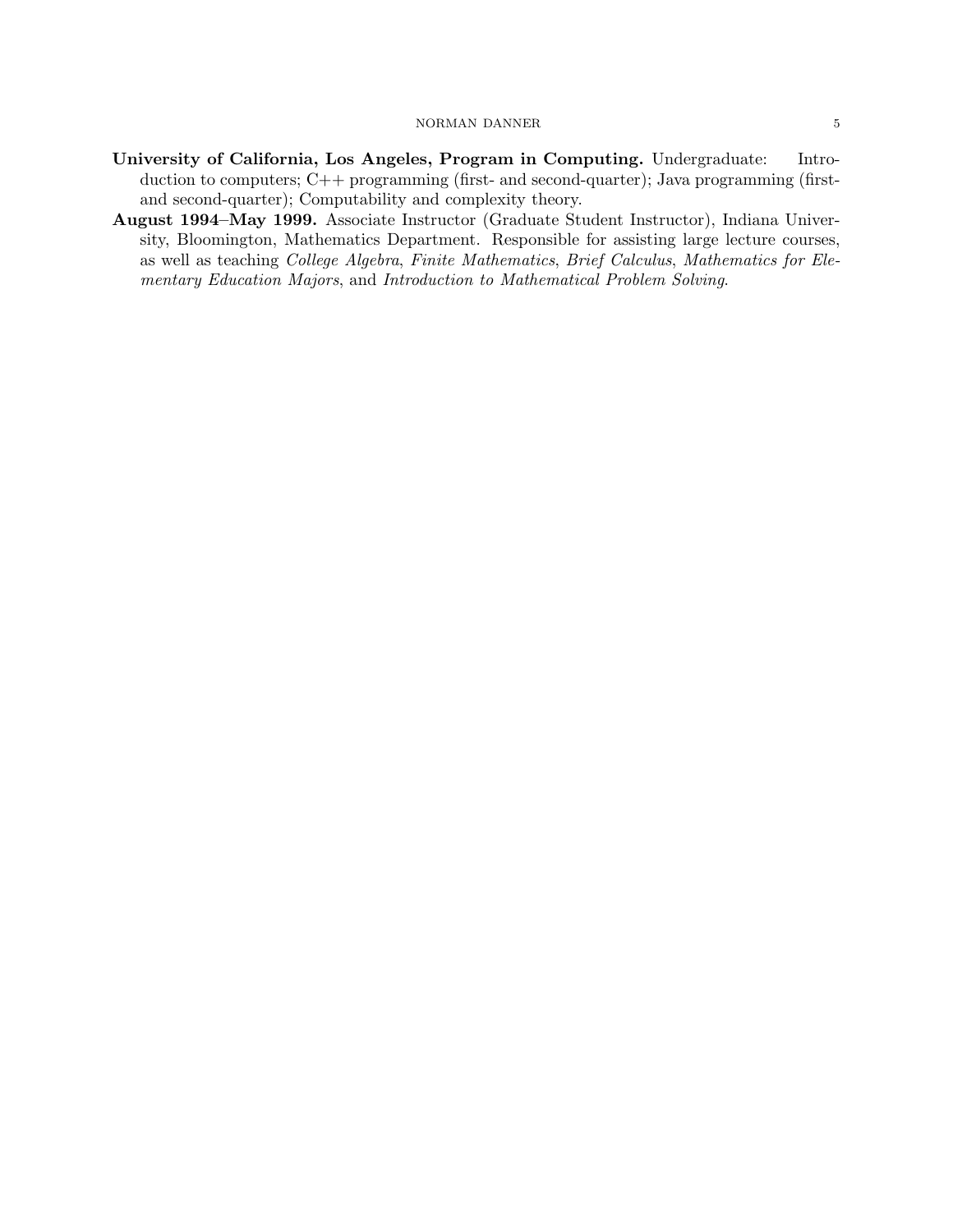**University of California, Los Angeles, Program in Computing.** Undergraduate: Introduction to computers; C++ programming (first- and second-quarter); Java programming (first- and second-quarter); Computability and complexity theory.

**August 1994–May 1999.** Associate Instructor (Graduate Student Instructor), Indiana University, Bloomington, Mathematics Department. Responsible for assisting large lecture courses, as well as teaching *College Algebra*, *Finite Mathematics*, *Brief Calculus*, *Mathematics for Elementary Education Majors*, and *Introduction to Mathematical Problem Solving*.